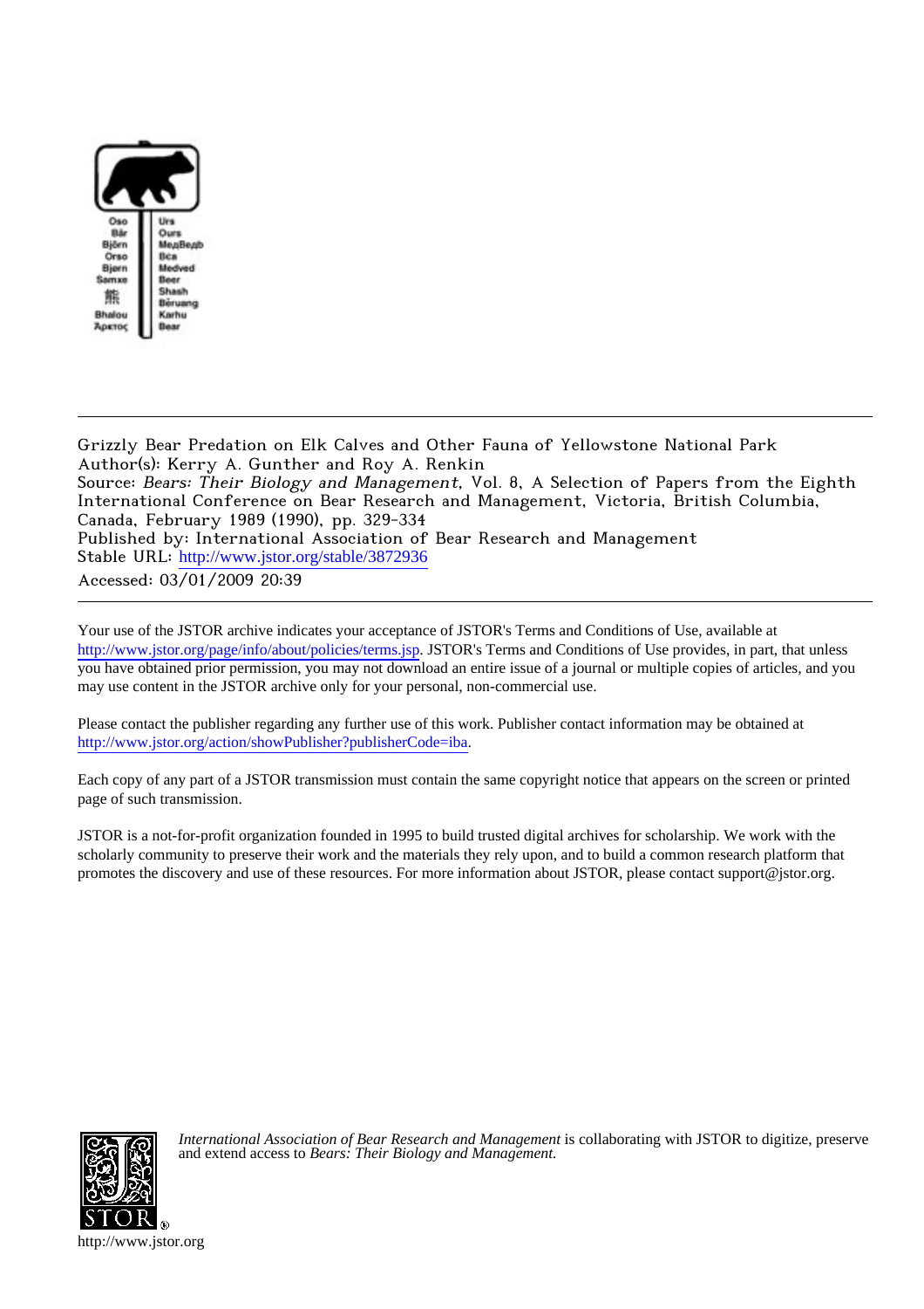Grizzly Bear Predation on Elk Calves and Other Fauna of Yellowstone National Park

Author(s): Kerry A. Gunther and Roy A. Renkin

Source: *Bears: Their Biology and Management*, Vol. 8, A Selection of Papers from the Eighth International Conference on Bear Research and Management, Victoria, British Columbia, Canada, February 1989 (1990), pp. 329-334

Published by: International Association of Bear Research and Management

Stable URL: http://www.jstor.org/stable/3872936

Accessed: 03/01/2009 20:39

---

Your use of the JSTOR archive indicates your acceptance of JSTOR's Terms and Conditions of Use, available at http://www.jstor.org/page/info/about/policies/terms.jsp. JSTOR's Terms and Conditions of Use provides, in part, that unless you have obtained prior permission, you may not download an entire issue of a journal or multiple copies of articles, and you may use content in the JSTOR archive only for your personal, non-commercial use.

Please contact the publisher regarding any further use of this work. Publisher contact information may be obtained at http://www.jstor.org/action/showPublisher?publisherCode=iba.

Each copy of any part of a JSTOR transmission must contain the same copyright notice that appears on the screen or printed page of such transmission.

JSTOR is a not-for-profit organization founded in 1995 to build trusted digital archives for scholarship. We work with the scholarly community to preserve their work and the materials they rely upon, and to build a common research platform that promotes the discovery and use of these resources. For more information about JSTOR, please contact support@jstor.org.

*International Association of Bear Research and Management* is collaborating with JSTOR to digitize, preserve and extend access to *Bears: Their Biology and Management.*

http://www.jstor.org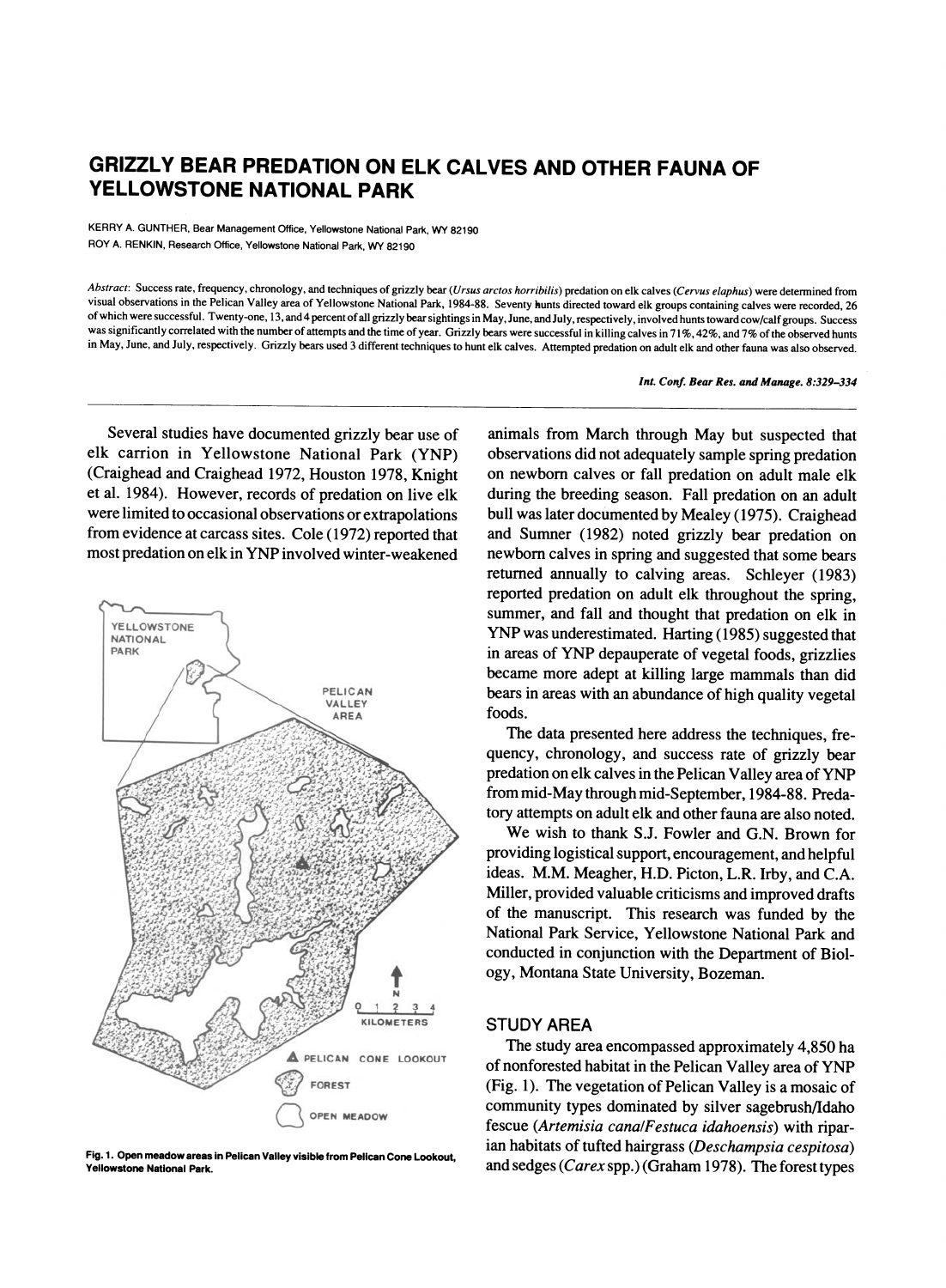# GRIZZLY BEAR PREDATION ON ELK CALVES AND OTHER FAUNA OF YELLOWSTONE NATIONAL PARK

KERRY A. GUNTHER, Bear Management Office, Yellowstone National Park, WY 82190

ROY A. RENKIN, Research Office, Yellowstone National Park, WY 82190

*Abstract*: Success rate, frequency, chronology, and techniques of grizzly bear (*Ursus arctos horribilis*) predation on elk calves (*Cervus elaphus*) were determined from visual observations in the Pelican Valley area of Yellowstone National Park, 1984-88. Seventy hunts directed toward elk groups containing calves were recorded, 26 of which were successful. Twenty-one, 13, and 4 percent of all grizzly bear sightings in May, June, and July, respectively, involved hunts toward cow/calf groups. Success was significantly correlated with the number of attempts and the time of year. Grizzly bears were successful in killing calves in 71%, 42%, and 7% of the observed hunts in May, June, and July, respectively. Grizzly bears used 3 different techniques to hunt elk calves. Attempted predation on adult elk and other fauna was also observed.

*Int. Conf. Bear Res. and Manage. 8:329-334*

Several studies have documented grizzly bear use of elk carrion in Yellowstone National Park (YNP) (Craighead and Craighead 1972, Houston 1978, Knight et al. 1984). However, records of predation on live elk were limited to occasional observations or extrapolations from evidence at carcass sites. Cole (1972) reported that most predation on elk in YNP involved winter-weakened animals from March through May but suspected that observations did not adequately sample spring predation on newborn calves or fall predation on adult male elk during the breeding season. Fall predation on an adult bull was later documented by Mealey (1975). Craighead and Sumner (1982) noted grizzly bear predation on newborn calves in spring and suggested that some bears returned annually to calving areas. Schleyer (1983) reported predation on adult elk throughout the spring, summer, and fall and thought that predation on elk in YNP was underestimated. Harting (1985) suggested that in areas of YNP depauperate of vegetal foods, grizzlies became more adept at killing large mammals than did bears in areas with an abundance of high quality vegetal foods.

The data presented here address the techniques, frequency, chronology, and success rate of grizzly bear predation on elk calves in the Pelican Valley area of YNP from mid-May through mid-September, 1984-88. Predatory attempts on adult elk and other fauna are also noted.

We wish to thank S.J. Fowler and G.N. Brown for providing logistical support, encouragement, and helpful ideas. M.M. Meagher, H.D. Picton, L.R. Irby, and C.A. Miller, provided valuable criticisms and improved drafts of the manuscript. This research was funded by the National Park Service, Yellowstone National Park and conducted in conjunction with the Department of Biology, Montana State University, Bozeman.

Fig. 1. Open meadow areas in Pelican Valley visible from Pelican Cone Lookout, Yellowstone National Park.

## STUDY AREA

The study area encompassed approximately 4,850 ha of nonforested habitat in the Pelican Valley area of YNP (Fig. 1). The vegetation of Pelican Valley is a mosaic of community types dominated by silver sagebrush/Idaho fescue (*Artemisia cana*/*Festuca idahoensis*) with riparian habitats of tufted hairgrass (*Deschampsia cespitosa*) and sedges (*Carex* spp.) (Graham 1978). The forest types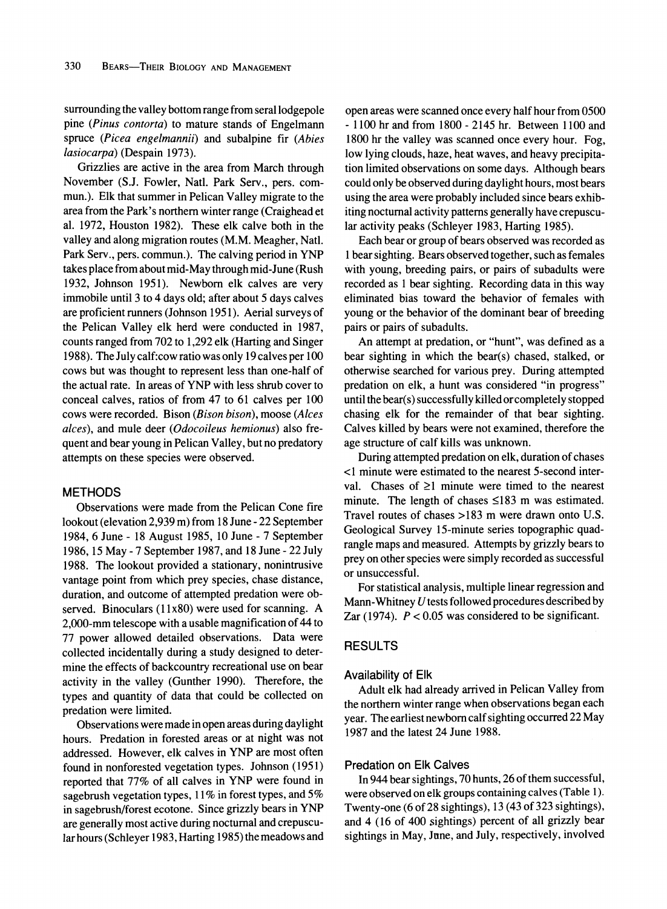surrounding the valley bottom range from seral lodgepole pine (*Pinus contorta*) to mature stands of Engelmann spruce (*Picea engelmannii*) and subalpine fir (*Abies lasiocarpa*) (Despain 1973).

Grizzlies are active in the area from March through November (S.J. Fowler, Natl. Park Serv., pers. commun.). Elk that summer in Pelican Valley migrate to the area from the Park's northern winter range (Craighead et al. 1972, Houston 1982). These elk calve both in the valley and along migration routes (M.M. Meagher, Natl. Park Serv., pers. commun.). The calving period in YNP takes place from about mid-May through mid-June (Rush 1932, Johnson 1951). Newborn elk calves are very immobile until 3 to 4 days old; after about 5 days calves are proficient runners (Johnson 1951). Aerial surveys of the Pelican Valley elk herd were conducted in 1987, counts ranged from 702 to 1,292 elk (Harting and Singer 1988). The July calf:cow ratio was only 19 calves per 100 cows but was thought to represent less than one-half of the actual rate. In areas of YNP with less shrub cover to conceal calves, ratios of from 47 to 61 calves per 100 cows were recorded. Bison (*Bison bison*), moose (*Alces alces*), and mule deer (*Odocoileus hemionus*) also frequent and bear young in Pelican Valley, but no predatory attempts on these species were observed.

## METHODS

Observations were made from the Pelican Cone fire lookout (elevation 2,939 m) from 18 June - 22 September 1984, 6 June - 18 August 1985, 10 June - 7 September 1986, 15 May - 7 September 1987, and 18 June - 22 July 1988. The lookout provided a stationary, nonintrusive vantage point from which prey species, chase distance, duration, and outcome of attempted predation were observed. Binoculars (11x80) were used for scanning. A 2,000-mm telescope with a usable magnification of 44 to 77 power allowed detailed observations. Data were collected incidentally during a study designed to determine the effects of backcountry recreational use on bear activity in the valley (Gunther 1990). Therefore, the types and quantity of data that could be collected on predation were limited.

Observations were made in open areas during daylight hours. Predation in forested areas or at night was not addressed. However, elk calves in YNP are most often found in nonforested vegetation types. Johnson (1951) reported that 77% of all calves in YNP were found in sagebrush vegetation types, 11% in forest types, and 5% in sagebrush/forest ecotone. Since grizzly bears in YNP are generally most active during nocturnal and crepuscular hours (Schleyer 1983, Harting 1985) the meadows and open areas were scanned once every half hour from 0500 - 1100 hr and from 1800 - 2145 hr. Between 1100 and 1800 hr the valley was scanned once every hour. Fog, low lying clouds, haze, heat waves, and heavy precipitation limited observations on some days. Although bears could only be observed during daylight hours, most bears using the area were probably included since bears exhibiting nocturnal activity patterns generally have crepuscular activity peaks (Schleyer 1983, Harting 1985).

Each bear or group of bears observed was recorded as 1 bear sighting. Bears observed together, such as females with young, breeding pairs, or pairs of subadults were recorded as 1 bear sighting. Recording data in this way eliminated bias toward the behavior of females with young or the behavior of the dominant bear of breeding pairs or pairs of subadults.

An attempt at predation, or "hunt", was defined as a bear sighting in which the bear(s) chased, stalked, or otherwise searched for various prey. During attempted predation on elk, a hunt was considered "in progress" until the bear(s) successfully killed or completely stopped chasing elk for the remainder of that bear sighting. Calves killed by bears were not examined, therefore the age structure of calf kills was unknown.

During attempted predation on elk, duration of chases $<1$ minute were estimated to the nearest 5-second interval. Chases of $\geq 1$ minute were timed to the nearest minute. The length of chases $\leq 183$ m was estimated. Travel routes of chases $>183$ m were drawn onto U.S. Geological Survey 15-minute series topographic quadrangle maps and measured. Attempts by grizzly bears to prey on other species were simply recorded as successful or unsuccessful.

For statistical analysis, multiple linear regression and Mann-Whitney *U* tests followed procedures described by Zar (1974). $P < 0.05$ was considered to be significant.

## RESULTS

### Availability of Elk

Adult elk had already arrived in Pelican Valley from the northern winter range when observations began each year. The earliest newborn calf sighting occurred 22 May 1987 and the latest 24 June 1988.

### Predation on Elk Calves

In 944 bear sightings, 70 hunts, 26 of them successful, were observed on elk groups containing calves (Table 1). Twenty-one (6 of 28 sightings), 13 (43 of 323 sightings), and 4 (16 of 400 sightings) percent of all grizzly bear sightings in May, June, and July, respectively, involved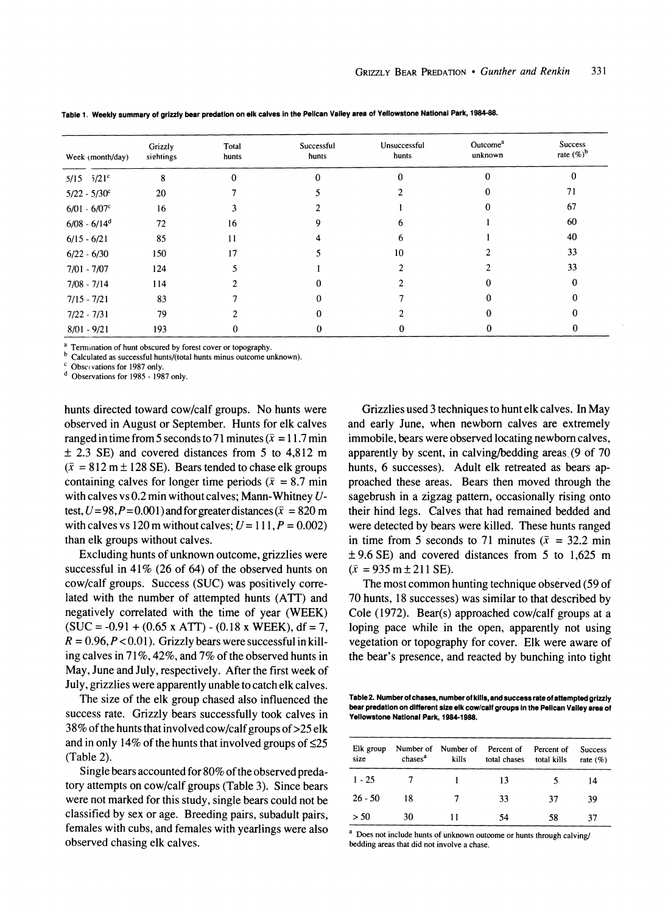Table 1. Weekly summary of grizzly bear predation on elk calves in the Pelican Valley area of Yellowstone National Park, 1984-88.

| Week (month/day) | Grizzly sightings | Total hunts | Successful hunts | Unsuccessful hunts | Outcome[a] unknown | Success rate (%)[b] |
|---|---|---|---|---|---|---|
| 5/15 - 5/21[c] | 8 | 0 | 0 | 0 | 0 | 0 |
| 5/22 - 5/30[c] | 20 | 7 | 5 | 2 | 0 | 71 |
| 6/01 - 6/07[c] | 16 | 3 | 2 | 1 | 0 | 67 |
| 6/08 - 6/14[d] | 72 | 16 | 9 | 6 | 1 | 60 |
| 6/15 - 6/21 | 85 | 11 | 4 | 6 | 1 | 40 |
| 6/22 - 6/30 | 150 | 17 | 5 | 10 | 2 | 33 |
| 7/01 - 7/07 | 124 | 5 | 1 | 2 | 2 | 33 |
| 7/08 - 7/14 | 114 | 2 | 0 | 2 | 0 | 0 |
| 7/15 - 7/21 | 83 | 7 | 0 | 7 | 0 | 0 |
| 7/22 - 7/31 | 79 | 2 | 0 | 2 | 0 | 0 |
| 8/01 - 9/21 | 193 | 0 | 0 | 0 | 0 | 0 |

[a] Termination of hunt obscured by forest cover or topography.
[b] Calculated as successful hunts/(total hunts minus outcome unknown).
[c] Observations for 1987 only.
[d] Observations for 1985 - 1987 only.

hunts directed toward cow/calf groups. No hunts were observed in August or September. Hunts for elk calves ranged in time from 5 seconds to 71 minutes ($\bar{x}$ = 11.7 min ± 2.3 SE) and covered distances from 5 to 4,812 m ($\bar{x}$ = 812 m ± 128 SE). Bears tended to chase elk groups containing calves for longer time periods ($\bar{x}$ = 8.7 min with calves vs 0.2 min without calves; Mann-Whitney $U$-test, $U = 98, P = 0.001$) and for greater distances ($\bar{x}$ = 820 m with calves vs 120 m without calves; $U = 111, P = 0.002$) than elk groups without calves.

Excluding hunts of unknown outcome, grizzlies were successful in 41% (26 of 64) of the observed hunts on cow/calf groups. Success (SUC) was positively correlated with the number of attempted hunts (ATT) and negatively correlated with the time of year (WEEK) ($SUC = -0.91 + (0.65 \times ATT) - (0.18 \times WEEK)$, df = 7, $R = 0.96, P < 0.01$). Grizzly bears were successful in killing calves in 71%, 42%, and 7% of the observed hunts in May, June and July, respectively. After the first week of July, grizzlies were apparently unable to catch elk calves.

The size of the elk group chased also influenced the success rate. Grizzly bears successfully took calves in 38% of the hunts that involved cow/calf groups of >25 elk and in only 14% of the hunts that involved groups of ≤25 (Table 2).

Single bears accounted for 80% of the observed predatory attempts on cow/calf groups (Table 3). Since bears were not marked for this study, single bears could not be classified by sex or age. Breeding pairs, subadult pairs, females with cubs, and females with yearlings were also observed chasing elk calves.

Grizzlies used 3 techniques to hunt elk calves. In May and early June, when newborn calves are extremely immobile, bears were observed locating newborn calves, apparently by scent, in calving/bedding areas (9 of 70 hunts, 6 successes). Adult elk retreated as bears approached these areas. Bears then moved through the sagebrush in a zigzag pattern, occasionally rising onto their hind legs. Calves that had remained bedded and were detected by bears were killed. These hunts ranged in time from 5 seconds to 71 minutes ($\bar{x}$ = 32.2 min ± 9.6 SE) and covered distances from 5 to 1,625 m ($\bar{x}$ = 935 m ± 211 SE).

The most common hunting technique observed (59 of 70 hunts, 18 successes) was similar to that described by Cole (1972). Bear(s) approached cow/calf groups at a loping pace while in the open, apparently not using vegetation or topography for cover. Elk were aware of the bear's presence, and reacted by bunching into tight

Table 2. Number of chases, number of kills, and success rate of attempted grizzly bear predation on different size elk cow/calf groups in the Pelican Valley area of Yellowstone National Park, 1984-1988.

| Elk group size | Number of chases[a] | Number of kills | Percent of total chases | Percent of total kills | Success rate (%) |
|---|---|---|---|---|---|
| 1 - 25 | 7 | 1 | 13 | 5 | 14 |
| 26 - 50 | 18 | 7 | 33 | 37 | 39 |
| > 50 | 30 | 11 | 54 | 58 | 37 |

[a] Does not include hunts of unknown outcome or hunts through calving/bedding areas that did not involve a chase.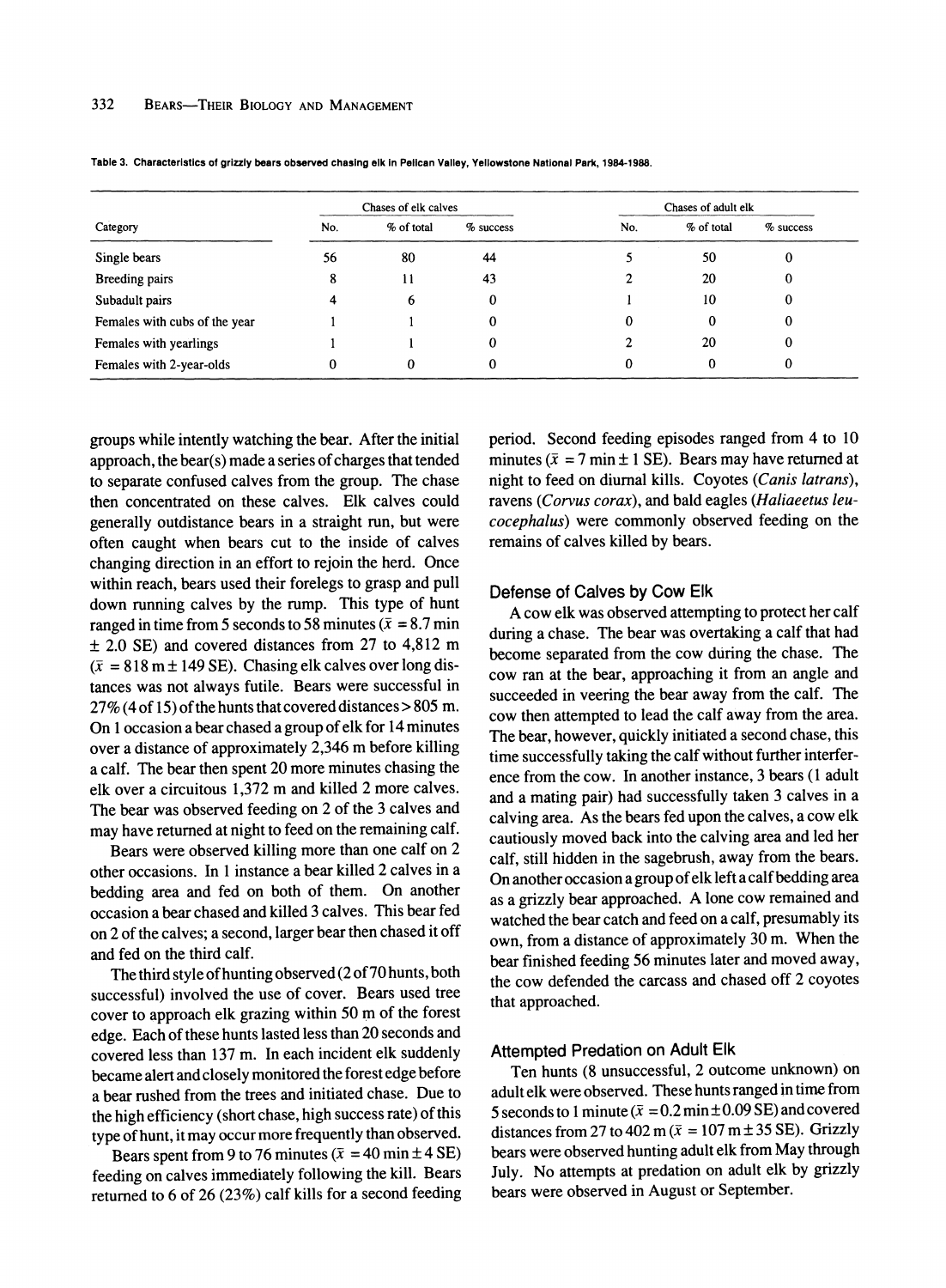Table 3. Characteristics of grizzly bears observed chasing elk in Pelican Valley, Yellowstone National Park, 1984-1988.

| Category | Chases of elk calves | | | Chases of adult elk | | |
|---|---|---|---|---|---|---|
| | No. | % of total | % success | No. | % of total | % success |
| Single bears | 56 | 80 | 44 | 5 | 50 | 0 |
| Breeding pairs | 8 | 11 | 43 | 2 | 20 | 0 |
| Subadult pairs | 4 | 6 | 0 | 1 | 10 | 0 |
| Females with cubs of the year | 1 | 1 | 0 | 0 | 0 | 0 |
| Females with yearlings | 1 | 1 | 0 | 2 | 20 | 0 |
| Females with 2-year-olds | 0 | 0 | 0 | 0 | 0 | 0 |

groups while intently watching the bear. After the initial approach, the bear(s) made a series of charges that tended to separate confused calves from the group. The chase then concentrated on these calves. Elk calves could generally outdistance bears in a straight run, but were often caught when bears cut to the inside of calves changing direction in an effort to rejoin the herd. Once within reach, bears used their forelegs to grasp and pull down running calves by the rump. This type of hunt ranged in time from 5 seconds to 58 minutes ($\bar{x}$ = 8.7 min ± 2.0 SE) and covered distances from 27 to 4,812 m ($\bar{x}$ = 818 m ± 149 SE). Chasing elk calves over long distances was not always futile. Bears were successful in 27% (4 of 15) of the hunts that covered distances > 805 m. On 1 occasion a bear chased a group of elk for 14 minutes over a distance of approximately 2,346 m before killing a calf. The bear then spent 20 more minutes chasing the elk over a circuitous 1,372 m and killed 2 more calves. The bear was observed feeding on 2 of the 3 calves and may have returned at night to feed on the remaining calf.

Bears were observed killing more than one calf on 2 other occasions. In 1 instance a bear killed 2 calves in a bedding area and fed on both of them. On another occasion a bear chased and killed 3 calves. This bear fed on 2 of the calves; a second, larger bear then chased it off and fed on the third calf.

The third style of hunting observed (2 of 70 hunts, both successful) involved the use of cover. Bears used tree cover to approach elk grazing within 50 m of the forest edge. Each of these hunts lasted less than 20 seconds and covered less than 137 m. In each incident elk suddenly became alert and closely monitored the forest edge before a bear rushed from the trees and initiated chase. Due to the high efficiency (short chase, high success rate) of this type of hunt, it may occur more frequently than observed.

Bears spent from 9 to 76 minutes ($\bar{x}$ = 40 min ± 4 SE) feeding on calves immediately following the kill. Bears returned to 6 of 26 (23%) calf kills for a second feeding period. Second feeding episodes ranged from 4 to 10 minutes ($\bar{x}$ = 7 min ± 1 SE). Bears may have returned at night to feed on diurnal kills. Coyotes (*Canis latrans*), ravens (*Corvus corax*), and bald eagles (*Haliaeetus leucocephalus*) were commonly observed feeding on the remains of calves killed by bears.

## Defense of Calves by Cow Elk

A cow elk was observed attempting to protect her calf during a chase. The bear was overtaking a calf that had become separated from the cow during the chase. The cow ran at the bear, approaching it from an angle and succeeded in veering the bear away from the calf. The cow then attempted to lead the calf away from the area. The bear, however, quickly initiated a second chase, this time successfully taking the calf without further interference from the cow. In another instance, 3 bears (1 adult and a mating pair) had successfully taken 3 calves in a calving area. As the bears fed upon the calves, a cow elk cautiously moved back into the calving area and led her calf, still hidden in the sagebrush, away from the bears. On another occasion a group of elk left a calf bedding area as a grizzly bear approached. A lone cow remained and watched the bear catch and feed on a calf, presumably its own, from a distance of approximately 30 m. When the bear finished feeding 56 minutes later and moved away, the cow defended the carcass and chased off 2 coyotes that approached.

## Attempted Predation on Adult Elk

Ten hunts (8 unsuccessful, 2 outcome unknown) on adult elk were observed. These hunts ranged in time from 5 seconds to 1 minute ($\bar{x}$ = 0.2 min ± 0.09 SE) and covered distances from 27 to 402 m ($\bar{x}$ = 107 m ± 35 SE). Grizzly bears were observed hunting adult elk from May through July. No attempts at predation on adult elk by grizzly bears were observed in August or September.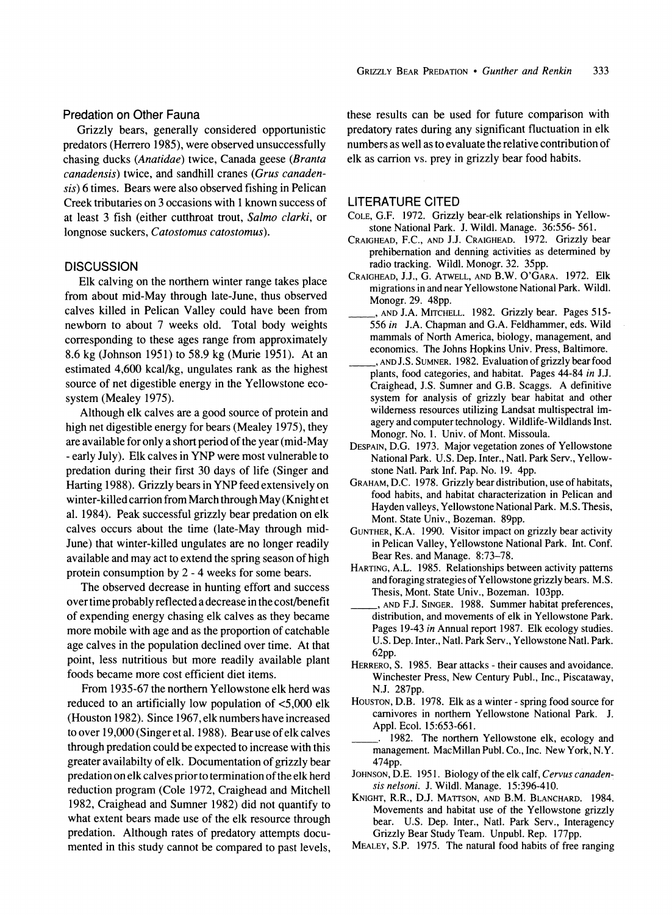### Predation on Other Fauna

Grizzly bears, generally considered opportunistic predators (Herrero 1985), were observed unsuccessfully chasing ducks (*Anatidae*) twice, Canada geese (*Branta canadensis*) twice, and sandhill cranes (*Grus canadensis*) 6 times. Bears were also observed fishing in Pelican Creek tributaries on 3 occasions with 1 known success of at least 3 fish (either cutthroat trout, *Salmo clarki*, or longnose suckers, *Catostomus catostomus*).

## DISCUSSION

Elk calving on the northern winter range takes place from about mid-May through late-June, thus observed calves killed in Pelican Valley could have been from newborn to about 7 weeks old. Total body weights corresponding to these ages range from approximately 8.6 kg (Johnson 1951) to 58.9 kg (Murie 1951). At an estimated 4,600 kcal/kg, ungulates rank as the highest source of net digestible energy in the Yellowstone ecosystem (Mealey 1975).

Although elk calves are a good source of protein and high net digestible energy for bears (Mealey 1975), they are available for only a short period of the year (mid-May - early July). Elk calves in YNP were most vulnerable to predation during their first 30 days of life (Singer and Harting 1988). Grizzly bears in YNP feed extensively on winter-killed carrion from March through May (Knight et al. 1984). Peak successful grizzly bear predation on elk calves occurs about the time (late-May through mid-June) that winter-killed ungulates are no longer readily available and may act to extend the spring season of high protein consumption by 2 - 4 weeks for some bears.

The observed decrease in hunting effort and success over time probably reflected a decrease in the cost/benefit of expending energy chasing elk calves as they became more mobile with age and as the proportion of catchable age calves in the population declined over time. At that point, less nutritious but more readily available plant foods became more cost efficient diet items.

From 1935-67 the northern Yellowstone elk herd was reduced to an artificially low population of <5,000 elk (Houston 1982). Since 1967, elk numbers have increased to over 19,000 (Singer et al. 1988). Bear use of elk calves through predation could be expected to increase with this greater availabilty of elk. Documentation of grizzly bear predation on elk calves prior to termination of the elk herd reduction program (Cole 1972, Craighead and Mitchell 1982, Craighead and Sumner 1982) did not quantify to what extent bears made use of the elk resource through predation. Although rates of predatory attempts documented in this study cannot be compared to past levels, these results can be used for future comparison with predatory rates during any significant fluctuation in elk numbers as well as to evaluate the relative contribution of elk as carrion vs. prey in grizzly bear food habits.

## LITERATURE CITED

Cole, G.F. 1972. Grizzly bear-elk relationships in Yellowstone National Park. J. Wildl. Manage. 36:556- 561.

Craighead, F.C., and J.J. Craighead. 1972. Grizzly bear prehibernation and denning activities as determined by radio tracking. Wildl. Monogr. 32. 35pp.

Craighead, J.J., G. Atwell, and B.W. O'Gara. 1972. Elk migrations in and near Yellowstone National Park. Wildl. Monogr. 29. 48pp.

\_\_\_\_\_, and J.A. Mitchell. 1982. Grizzly bear. Pages 515-556 *in* J.A. Chapman and G.A. Feldhammer, eds. Wild mammals of North America, biology, management, and economics. The Johns Hopkins Univ. Press, Baltimore.

\_\_\_\_\_, and J.S. Sumner. 1982. Evaluation of grizzly bear food plants, food categories, and habitat. Pages 44-84 *in* J.J. Craighead, J.S. Sumner and G.B. Scaggs. A definitive system for analysis of grizzly bear habitat and other wilderness resources utilizing Landsat multispectral imagery and computer technology. Wildlife-Wildlands Inst. Monogr. No. 1. Univ. of Mont. Missoula.

Despain, D.G. 1973. Major vegetation zones of Yellowstone National Park. U.S. Dep. Inter., Natl. Park Serv., Yellowstone Natl. Park Inf. Pap. No. 19. 4pp.

Graham, D.C. 1978. Grizzly bear distribution, use of habitats, food habits, and habitat characterization in Pelican and Hayden valleys, Yellowstone National Park. M.S. Thesis, Mont. State Univ., Bozeman. 89pp.

Gunther, K.A. 1990. Visitor impact on grizzly bear activity in Pelican Valley, Yellowstone National Park. Int. Conf. Bear Res. and Manage. 8:73–78.

Harting, A.L. 1985. Relationships between activity patterns and foraging strategies of Yellowstone grizzly bears. M.S. Thesis, Mont. State Univ., Bozeman. 103pp.

\_\_\_\_\_, and F.J. Singer. 1988. Summer habitat preferences, distribution, and movements of elk in Yellowstone Park. Pages 19-43 *in* Annual report 1987. Elk ecology studies. U.S. Dep. Inter., Natl. Park Serv., Yellowstone Natl. Park. 62pp.

Herrero, S. 1985. Bear attacks - their causes and avoidance. Winchester Press, New Century Publ., Inc., Piscataway, N.J. 287pp.

Houston, D.B. 1978. Elk as a winter - spring food source for carnivores in northern Yellowstone National Park. J. Appl. Ecol. 15:653-661.

\_\_\_\_\_. 1982. The northern Yellowstone elk, ecology and management. MacMillan Publ. Co., Inc. New York, N.Y. 474pp.

Johnson, D.E. 1951. Biology of the elk calf, *Cervus canadensis nelsoni*. J. Wildl. Manage. 15:396-410.

Knight, R.R., D.J. Mattson, and B.M. Blanchard. 1984. Movements and habitat use of the Yellowstone grizzly bear. U.S. Dep. Inter., Natl. Park Serv., Interagency Grizzly Bear Study Team. Unpubl. Rep. 177pp.

Mealey, S.P. 1975. The natural food habits of free ranging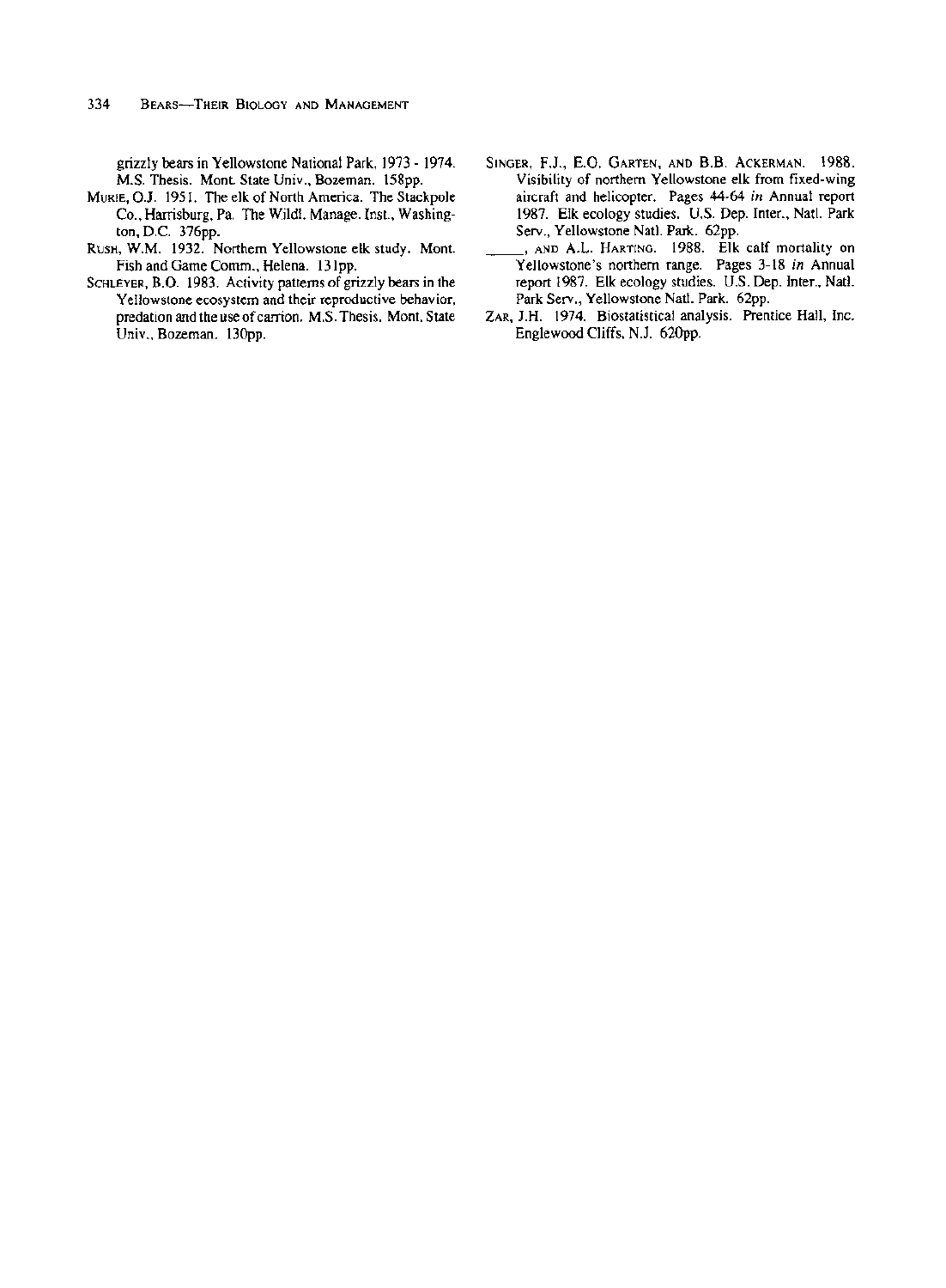grizzly bears in Yellowstone National Park, 1973 - 1974. M.S. Thesis. Mont. State Univ., Bozeman. 158pp.

Murie, O.J. 1951. The elk of North America. The Stackpole Co., Harrisburg, Pa. The Wildl. Manage. Inst., Washington, D.C. 376pp.

Rush, W.M. 1932. Northern Yellowstone elk study. Mont. Fish and Game Comm., Helena. 131pp.

Schleyer, B.O. 1983. Activity patterns of grizzly bears in the Yellowstone ecosystem and their reproductive behavior, predation and the use of carrion. M.S. Thesis. Mont. State Univ., Bozeman. 130pp.

Singer, F.J., E.O. Garten, and B.B. Ackerman. 1988. Visibility of northern Yellowstone elk from fixed-wing aircraft and helicopter. Pages 44-64 *in* Annual report 1987. Elk ecology studies. U.S. Dep. Inter., Natl. Park Serv., Yellowstone Natl. Park. 62pp.

_____, and A.L. Harting. 1988. Elk calf mortality on Yellowstone's northern range. Pages 3-18 *in* Annual report 1987. Elk ecology studies. U.S. Dep. Inter., Natl. Park Serv., Yellowstone Natl. Park. 62pp.

Zar, J.H. 1974. Biostatistical analysis. Prentice Hall, Inc. Englewood Cliffs, N.J. 620pp.